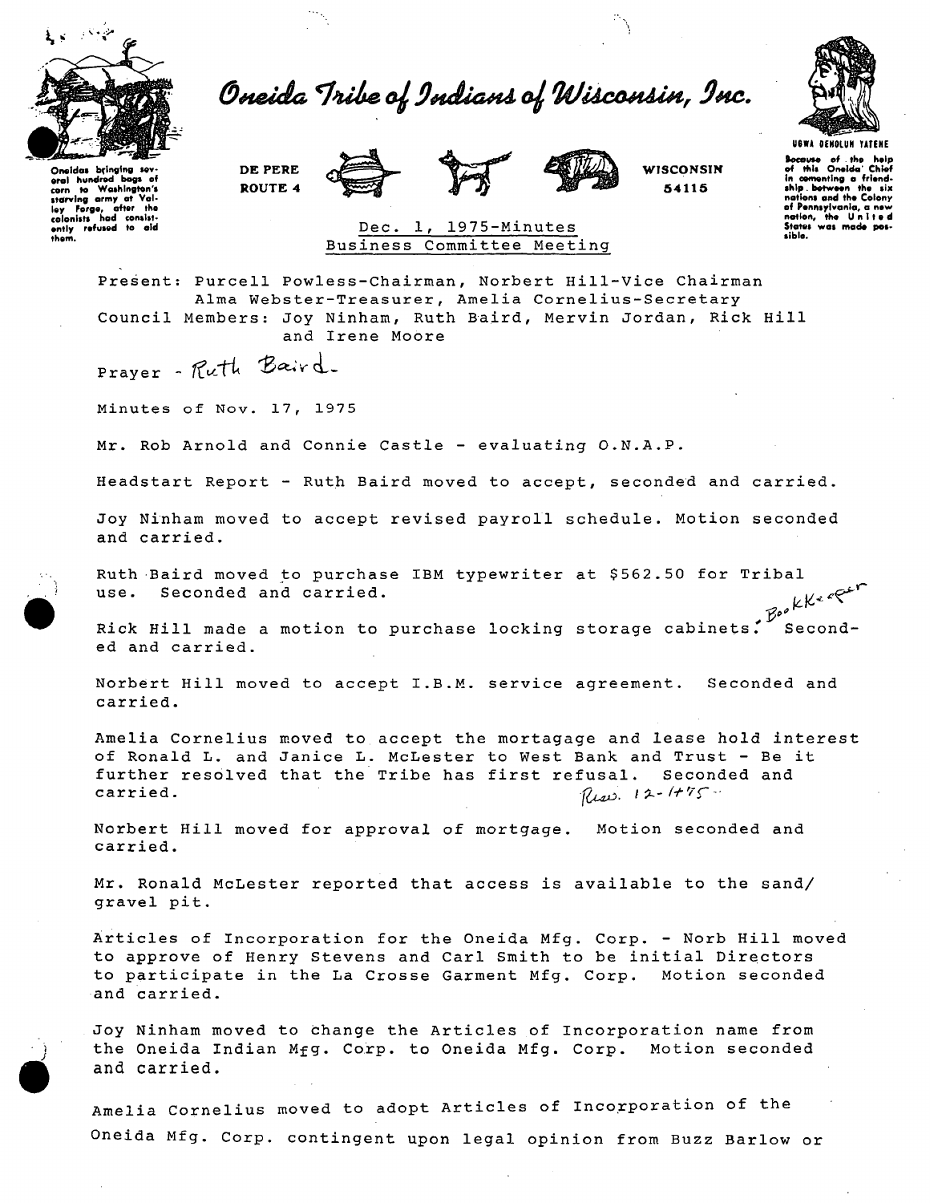# Oneida Tribe of Indians of Wisconsin, Inc.

Oneidas bringing several hundred bags of corn to Washington's starving army at Valley Forge, after the colonists had consistently refused to aid them.

DE PERE
ROUTE 4

WISCONSIN
54115

UGWA DEHOLUH YATEHE

Because of the help of this Oneida Chief in cementing a friendship between the six nations and the Colony of Pennsylvania, a new nation, the United States was made possible.

## Dec. 1, 1975-Minutes
## Business Committee Meeting

Present: Purcell Powless-Chairman, Norbert Hill-Vice Chairman
Alma Webster-Treasurer, Amelia Cornelius-Secretary
Council Members: Joy Ninham, Ruth Baird, Mervin Jordan, Rick Hill and Irene Moore

Prayer - Ruth Baird

Minutes of Nov. 17, 1975

Mr. Rob Arnold and Connie Castle - evaluating O.N.A.P.

Headstart Report - Ruth Baird moved to accept, seconded and carried.

Joy Ninham moved to accept revised payroll schedule. Motion seconded and carried.

Ruth Baird moved to purchase IBM typewriter at $562.50 for Tribal use. Seconded and carried.

Rick Hill made a motion to purchase locking storage cabinets. Bookkeeper Seconded and carried.

Norbert Hill moved to accept I.B.M. service agreement. Seconded and carried.

Amelia Cornelius moved to accept the mortagage and lease hold interest of Ronald L. and Janice L. McLester to West Bank and Trust - Be it further resolved that the Tribe has first refusal. Seconded and carried. Res. 12-1-75

Norbert Hill moved for approval of mortgage. Motion seconded and carried.

Mr. Ronald McLester reported that access is available to the sand/ gravel pit.

Articles of Incorporation for the Oneida Mfg. Corp. - Norb Hill moved to approve of Henry Stevens and Carl Smith to be initial Directors to participate in the La Crosse Garment Mfg. Corp. Motion seconded and carried.

Joy Ninham moved to change the Articles of Incorporation name from the Oneida Indian Mfg. Corp. to Oneida Mfg. Corp. Motion seconded and carried.

Amelia Cornelius moved to adopt Articles of Incorporation of the Oneida Mfg. Corp. contingent upon legal opinion from Buzz Barlow or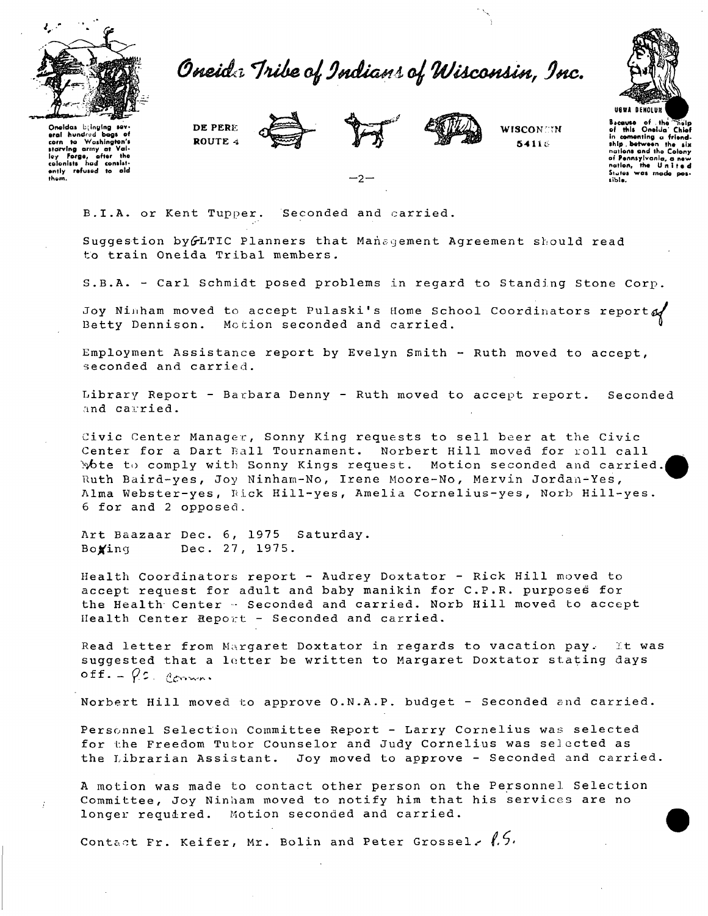B.I.A. or Kent Tupper. Seconded and carried.

Suggestion by GLTIC Planners that Management Agreement should read to train Oneida Tribal members.

S.B.A. - Carl Schmidt posed problems in regard to Standing Stone Corp.

Joy Ninham moved to accept Pulaski's Home School Coordinators report of Betty Dennison. Motion seconded and carried.

Employment Assistance report by Evelyn Smith - Ruth moved to accept, seconded and carried.

Library Report - Barbara Denny - Ruth moved to accept report. Seconded and carried.

Civic Center Manager, Sonny King requests to sell beer at the Civic Center for a Dart Ball Tournament. Norbert Hill moved for roll call vote to comply with Sonny Kings request. Motion seconded and carried. Ruth Baird-yes, Joy Ninham-No, Irene Moore-No, Mervin Jordan-Yes, Alma Webster-yes, Rick Hill-yes, Amelia Cornelius-yes, Norb Hill-yes. 6 for and 2 opposed.

Art Baazaar Dec. 6, 1975 Saturday.
Boxing Dec. 27, 1975.

Health Coordinators report - Audrey Doxtator - Rick Hill moved to accept request for adult and baby manikin for C.P.R. purposes for the Health Center - Seconded and carried. Norb Hill moved to accept Health Center Report - Seconded and carried.

Read letter from Margaret Doxtator in regards to vacation pay. It was suggested that a letter be written to Margaret Doxtator stating days off. - P.C. Comm.

Norbert Hill moved to approve O.N.A.P. budget - Seconded and carried.

Personnel Selection Committee Report - Larry Cornelius was selected for the Freedom Tutor Counselor and Judy Cornelius was selected as the Librarian Assistant. Joy moved to approve - Seconded and carried.

A motion was made to contact other person on the Personnel Selection Committee, Joy Ninham moved to notify him that his services are no longer required. Motion seconded and carried.

Contact Fr. Keifer, Mr. Bolin and Peter Grossel. P.S.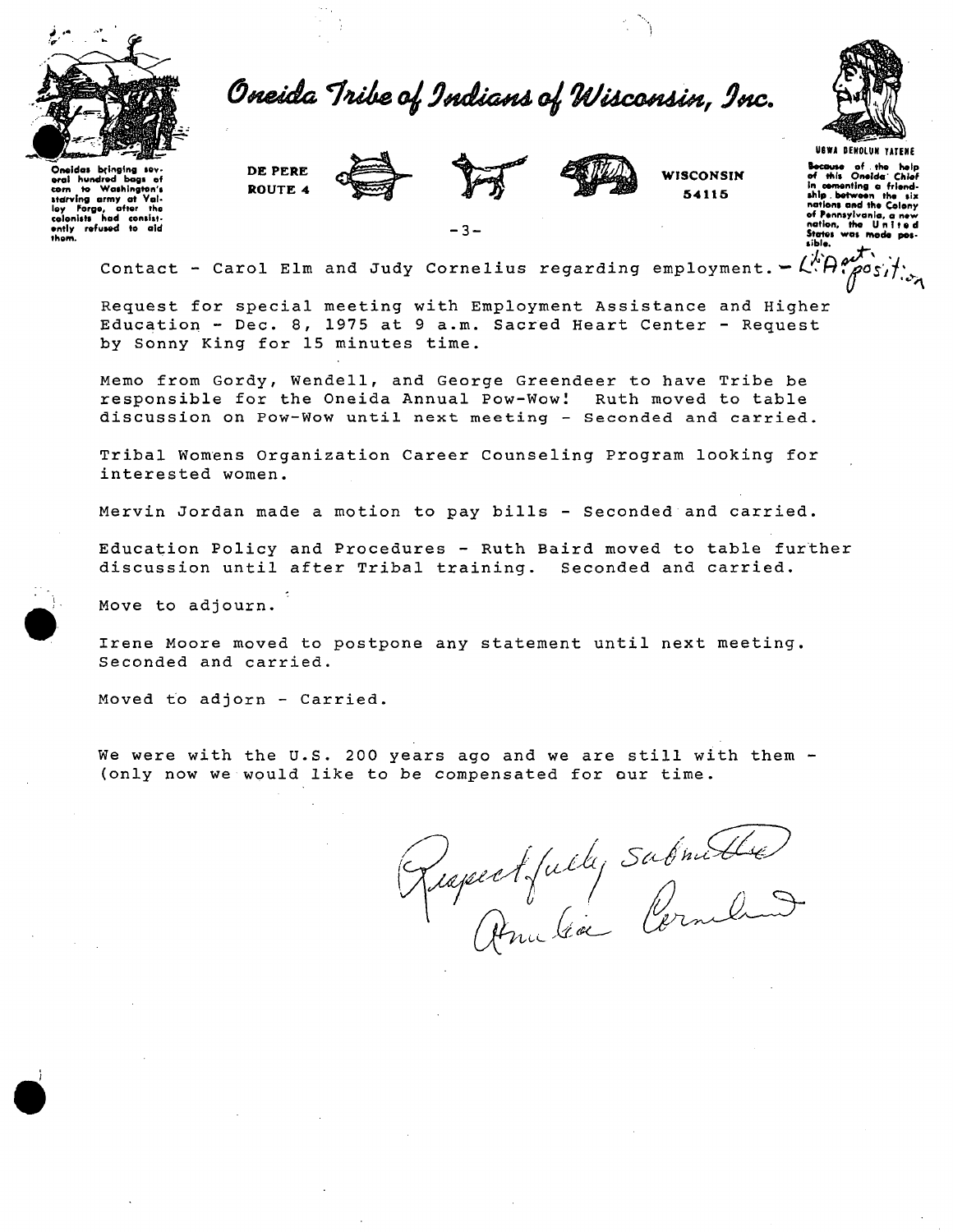# Oneida Tribe of Indians of Wisconsin, Inc.

Oneidas bringing several hundred bags of corn to Washington's starving army at Valley Forge, after the colonists had consistently refused to aid them.

DE PERE
ROUTE 4

WISCONSIN
54115

UGWA DEHOLUH YATEHE

Because of the help of this Oneida Chief in cementing a friendship between the six nations and the Colony of Pennsylvania, a new nation, the United States was made possible.

Contact - Carol Elm and Judy Cornelius regarding employment. - L.A. out. position

Request for special meeting with Employment Assistance and Higher Education - Dec. 8, 1975 at 9 a.m. Sacred Heart Center - Request by Sonny King for 15 minutes time.

Memo from Gordy, Wendell, and George Greendeer to have Tribe be responsible for the Oneida Annual Pow-Wow! Ruth moved to table discussion on Pow-Wow until next meeting - Seconded and carried.

Tribal Womens Organization Career Counseling Program looking for interested women.

Mervin Jordan made a motion to pay bills - Seconded and carried.

Education Policy and Procedures - Ruth Baird moved to table further discussion until after Tribal training. Seconded and carried.

Move to adjourn.

Irene Moore moved to postpone any statement until next meeting. Seconded and carried.

Moved to adjorn - Carried.

We were with the U.S. 200 years ago and we are still with them - (only now we would like to be compensated for our time.

Respectfully submitted
Amelia Cornelius